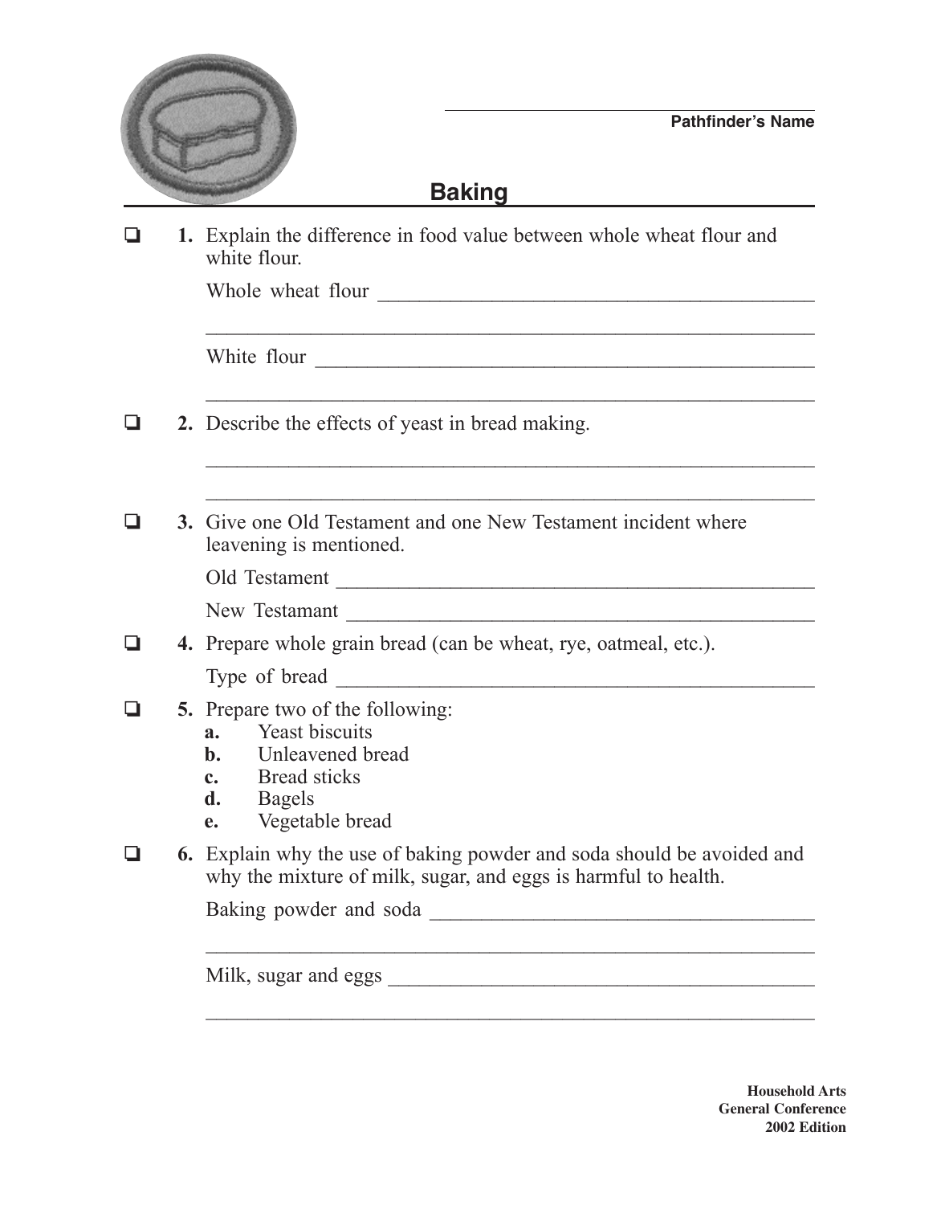Pathfinder's Name: ______________________

# Baking

- ❑ **1.** Explain the difference in food value between whole wheat flour and white flour.

  Whole wheat flour ______________________________________

  ______________________________________

  White flour ______________________________________

  ______________________________________

- ❑ **2.** Describe the effects of yeast in bread making.

  ______________________________________

  ______________________________________

- ❑ **3.** Give one Old Testament and one New Testament incident where leavening is mentioned.

  Old Testament ______________________________________

  New Testamant ______________________________________

- ❑ **4.** Prepare whole grain bread (can be wheat, rye, oatmeal, etc.).

  Type of bread ______________________________________

- ❑ **5.** Prepare two of the following:
  - **a.** Yeast biscuits
  - **b.** Unleavened bread
  - **c.** Bread sticks
  - **d.** Bagels
  - **e.** Vegetable bread

- ❑ **6.** Explain why the use of baking powder and soda should be avoided and why the mixture of milk, sugar, and eggs is harmful to health.

  Baking powder and soda ______________________________________

  ______________________________________

  Milk, sugar and eggs ______________________________________

  ______________________________________

**Household Arts**
**General Conference**
**2002 Edition**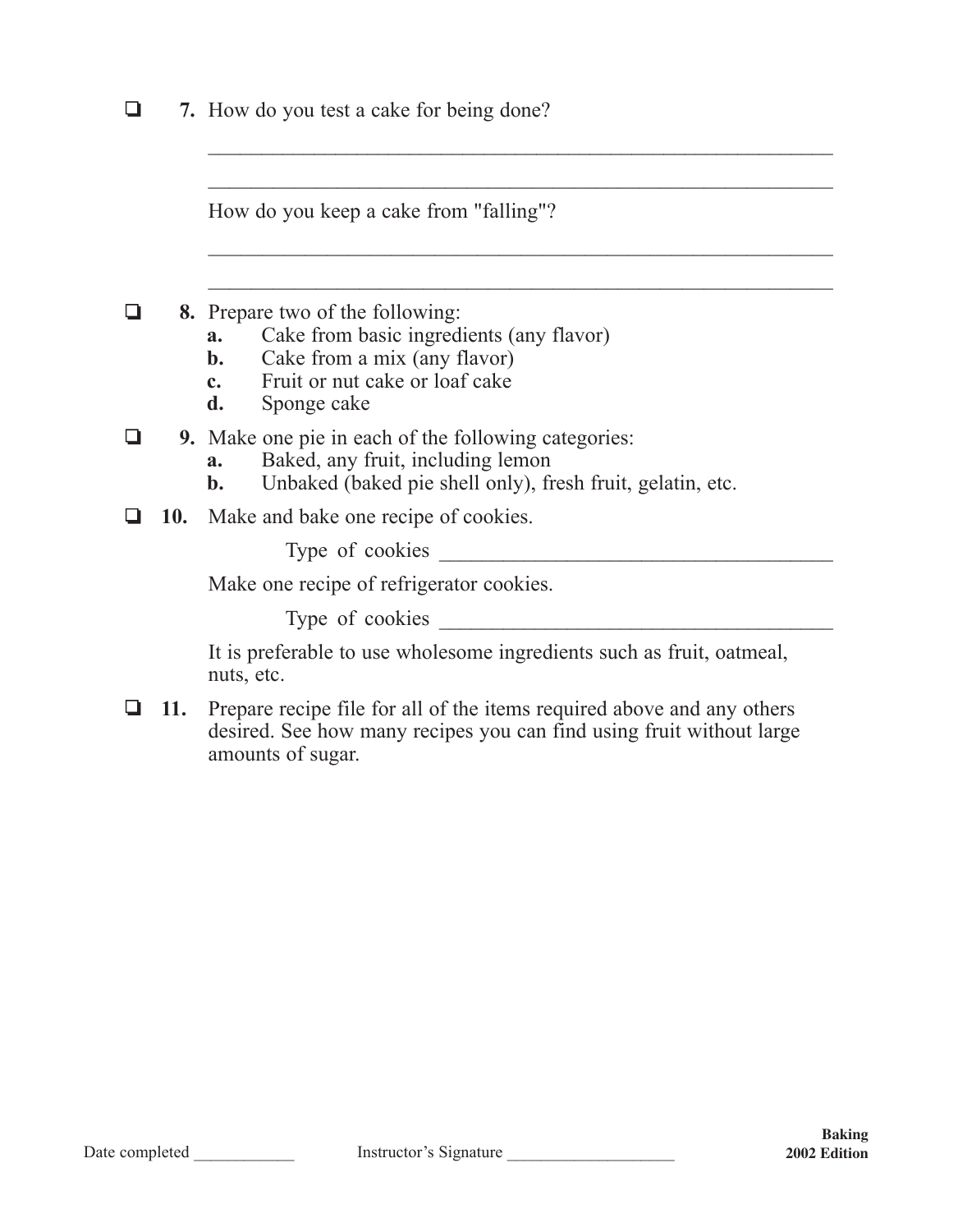- [ ] **7.** How do you test a cake for being done?

  ___________________________________________________________

  ___________________________________________________________

  How do you keep a cake from "falling"?

  ___________________________________________________________

  ___________________________________________________________

- [ ] **8.** Prepare two of the following:
  - **a.** Cake from basic ingredients (any flavor)
  - **b.** Cake from a mix (any flavor)
  - **c.** Fruit or nut cake or loaf cake
  - **d.** Sponge cake

- [ ] **9.** Make one pie in each of the following categories:
  - **a.** Baked, any fruit, including lemon
  - **b.** Unbaked (baked pie shell only), fresh fruit, gelatin, etc.

- [ ] **10.** Make and bake one recipe of cookies.

  Type of cookies ____________________________________

  Make one recipe of refrigerator cookies.

  Type of cookies ____________________________________

  It is preferable to use wholesome ingredients such as fruit, oatmeal, nuts, etc.

- [ ] **11.** Prepare recipe file for all of the items required above and any others desired. See how many recipes you can find using fruit without large amounts of sugar.

Date completed ____________ Instructor's Signature ____________________

**Baking**
**2002 Edition**